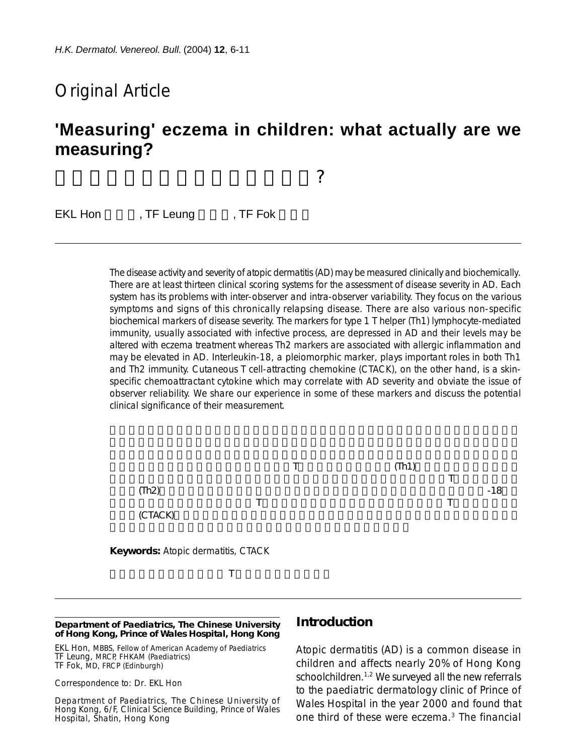# Original Article

## 'Measuring' eczema in children: what actually are we measuring?

EKL Hon, TF Leung, TF Fok

The disease activity and severity of atopic dermatitis (AD) may be measured clinically and biochemically. There are at least thirteen clinical scoring systems for the assessment of disease severity in AD. Each system has its problems with inter-observer and intra-observer variability. They focus on the various symptoms and signs of this chronically relapsing disease. There are also various non-specific biochemical markers of disease severity. The markers for type 1 T helper (Th1) lymphocyte-mediated immunity, usually associated with infective process, are depressed in AD and their levels may be altered with eczema treatment whereas Th2 markers are associated with allergic inflammation and may be elevated in AD. Interleukin-18, a pleiomorphic marker, plays important roles in both Th1 and Th2 immunity. Cutaneous T cell-attracting chemokine (CTACK), on the other hand, is a skin-specific chemoattractant cytokine which may correlate with AD severity and obviate the issue of observer reliability. We share our experience in some of these markers and discuss the potential clinical significance of their measurement.

**Keywords:** Atopic dermatitis, CTACK

**Department of Paediatrics, The Chinese University of Hong Kong, Prince of Wales Hospital, Hong Kong**

EKL Hon, MBBS, Fellow of American Academy of Paediatrics
TF Leung, MRCP, FHKAM (Paediatrics)
TF Fok, MD, FRCP (Edinburgh)

Correspondence to: Dr. EKL Hon

Department of Paediatrics, The Chinese University of Hong Kong, 6/F, Clinical Science Building, Prince of Wales Hospital, Shatin, Hong Kong

## Introduction

Atopic dermatitis (AD) is a common disease in children and affects nearly 20% of Hong Kong schoolchildren.[1,2] We surveyed all the new referrals to the paediatric dermatology clinic of Prince of Wales Hospital in the year 2000 and found that one third of these were eczema.[3] The financial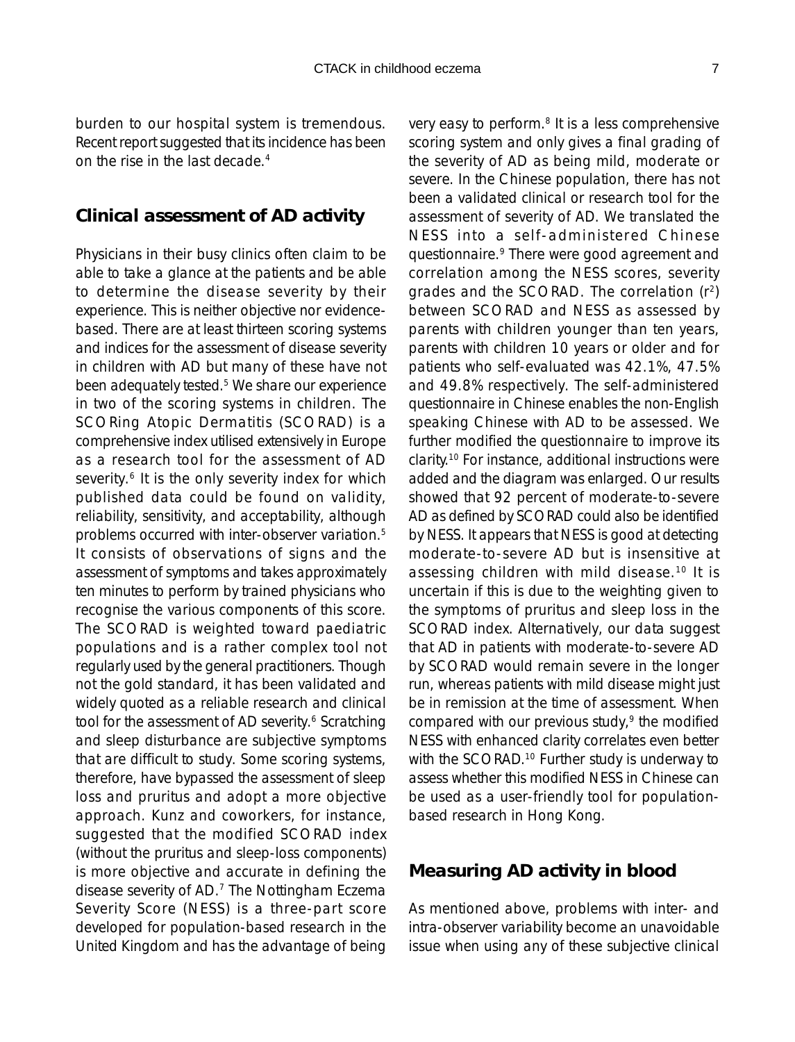burden to our hospital system is tremendous. Recent report suggested that its incidence has been on the rise in the last decade.[4]

## Clinical assessment of AD activity

Physicians in their busy clinics often claim to be able to take a glance at the patients and be able to determine the disease severity by their experience. This is neither objective nor evidence-based. There are at least thirteen scoring systems and indices for the assessment of disease severity in children with AD but many of these have not been adequately tested.[5] We share our experience in two of the scoring systems in children. The SCORing Atopic Dermatitis (SCORAD) is a comprehensive index utilised extensively in Europe as a research tool for the assessment of AD severity.[6] It is the only severity index for which published data could be found on validity, reliability, sensitivity, and acceptability, although problems occurred with inter-observer variation.[5] It consists of observations of signs and the assessment of symptoms and takes approximately ten minutes to perform by trained physicians who recognise the various components of this score. The SCORAD is weighted toward paediatric populations and is a rather complex tool not regularly used by the general practitioners. Though not the gold standard, it has been validated and widely quoted as a reliable research and clinical tool for the assessment of AD severity.[6] Scratching and sleep disturbance are subjective symptoms that are difficult to study. Some scoring systems, therefore, have bypassed the assessment of sleep loss and pruritus and adopt a more objective approach. Kunz and coworkers, for instance, suggested that the modified SCORAD index (without the pruritus and sleep-loss components) is more objective and accurate in defining the disease severity of AD.[7] The Nottingham Eczema Severity Score (NESS) is a three-part score developed for population-based research in the United Kingdom and has the advantage of being very easy to perform.[8] It is a less comprehensive scoring system and only gives a final grading of the severity of AD as being mild, moderate or severe. In the Chinese population, there has not been a validated clinical or research tool for the assessment of severity of AD. We translated the NESS into a self-administered Chinese questionnaire.[9] There were good agreement and correlation among the NESS scores, severity grades and the SCORAD. The correlation ($r^2$) between SCORAD and NESS as assessed by parents with children younger than ten years, parents with children 10 years or older and for patients who self-evaluated was 42.1%, 47.5% and 49.8% respectively. The self-administered questionnaire in Chinese enables the non-English speaking Chinese with AD to be assessed. We further modified the questionnaire to improve its clarity.[10] For instance, additional instructions were added and the diagram was enlarged. Our results showed that 92 percent of moderate-to-severe AD as defined by SCORAD could also be identified by NESS. It appears that NESS is good at detecting moderate-to-severe AD but is insensitive at assessing children with mild disease.[10] It is uncertain if this is due to the weighting given to the symptoms of pruritus and sleep loss in the SCORAD index. Alternatively, our data suggest that AD in patients with moderate-to-severe AD by SCORAD would remain severe in the longer run, whereas patients with mild disease might just be in remission at the time of assessment. When compared with our previous study,[9] the modified NESS with enhanced clarity correlates even better with the SCORAD.[10] Further study is underway to assess whether this modified NESS in Chinese can be used as a user-friendly tool for population-based research in Hong Kong.

## Measuring AD activity in blood

As mentioned above, problems with inter- and intra-observer variability become an unavoidable issue when using any of these subjective clinical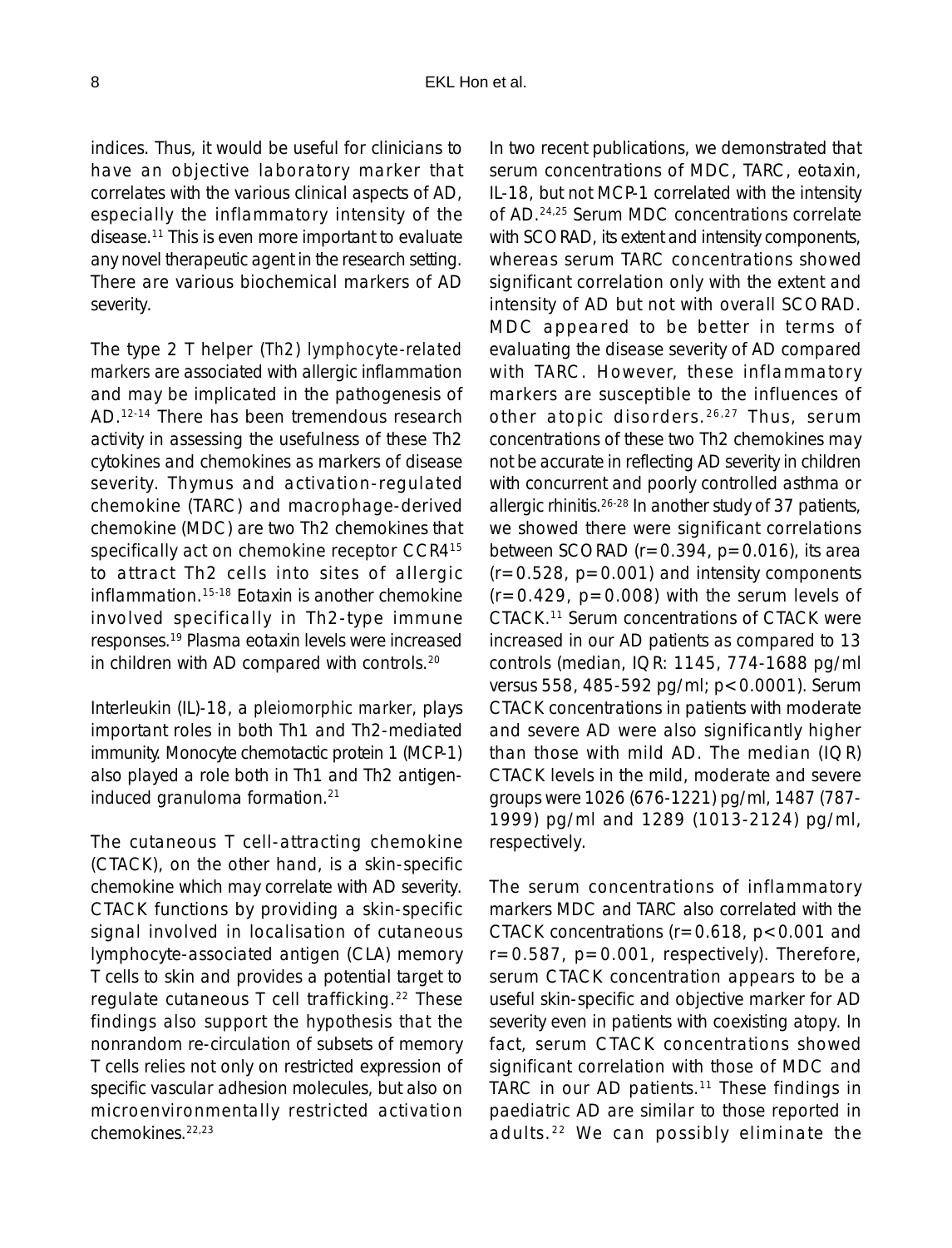indices. Thus, it would be useful for clinicians to have an objective laboratory marker that correlates with the various clinical aspects of AD, especially the inflammatory intensity of the disease.[11] This is even more important to evaluate any novel therapeutic agent in the research setting. There are various biochemical markers of AD severity.

The type 2 T helper (Th2) lymphocyte-related markers are associated with allergic inflammation and may be implicated in the pathogenesis of AD.[12-14] There has been tremendous research activity in assessing the usefulness of these Th2 cytokines and chemokines as markers of disease severity. Thymus and activation-regulated chemokine (TARC) and macrophage-derived chemokine (MDC) are two Th2 chemokines that specifically act on chemokine receptor CCR4[15] to attract Th2 cells into sites of allergic inflammation.[15-18] Eotaxin is another chemokine involved specifically in Th2-type immune responses.[19] Plasma eotaxin levels were increased in children with AD compared with controls.[20]

Interleukin (IL)-18, a pleiomorphic marker, plays important roles in both Th1 and Th2-mediated immunity. Monocyte chemotactic protein 1 (MCP-1) also played a role both in Th1 and Th2 antigen-induced granuloma formation.[21]

The cutaneous T cell-attracting chemokine (CTACK), on the other hand, is a skin-specific chemokine which may correlate with AD severity. CTACK functions by providing a skin-specific signal involved in localisation of cutaneous lymphocyte-associated antigen (CLA) memory T cells to skin and provides a potential target to regulate cutaneous T cell trafficking.[22] These findings also support the hypothesis that the nonrandom re-circulation of subsets of memory T cells relies not only on restricted expression of specific vascular adhesion molecules, but also on microenvironmentally restricted activation chemokines.[22,23]

In two recent publications, we demonstrated that serum concentrations of MDC, TARC, eotaxin, IL-18, but not MCP-1 correlated with the intensity of AD.[24,25] Serum MDC concentrations correlate with SCORAD, its extent and intensity components, whereas serum TARC concentrations showed significant correlation only with the extent and intensity of AD but not with overall SCORAD. MDC appeared to be better in terms of evaluating the disease severity of AD compared with TARC. However, these inflammatory markers are susceptible to the influences of other atopic disorders.[26,27] Thus, serum concentrations of these two Th2 chemokines may not be accurate in reflecting AD severity in children with concurrent and poorly controlled asthma or allergic rhinitis.[26-28] In another study of 37 patients, we showed there were significant correlations between SCORAD ($r=0.394$, $p=0.016$), its area ($r=0.528$, $p=0.001$) and intensity components ($r=0.429$, $p=0.008$) with the serum levels of CTACK.[11] Serum concentrations of CTACK were increased in our AD patients as compared to 13 controls (median, IQR: 1145, 774-1688 pg/ml versus 558, 485-592 pg/ml; $p<0.0001$). Serum CTACK concentrations in patients with moderate and severe AD were also significantly higher than those with mild AD. The median (IQR) CTACK levels in the mild, moderate and severe groups were 1026 (676-1221) pg/ml, 1487 (787-1999) pg/ml and 1289 (1013-2124) pg/ml, respectively.

The serum concentrations of inflammatory markers MDC and TARC also correlated with the CTACK concentrations ($r=0.618$, $p<0.001$ and $r=0.587$, $p=0.001$, respectively). Therefore, serum CTACK concentration appears to be a useful skin-specific and objective marker for AD severity even in patients with coexisting atopy. In fact, serum CTACK concentrations showed significant correlation with those of MDC and TARC in our AD patients.[11] These findings in paediatric AD are similar to those reported in adults.[22] We can possibly eliminate the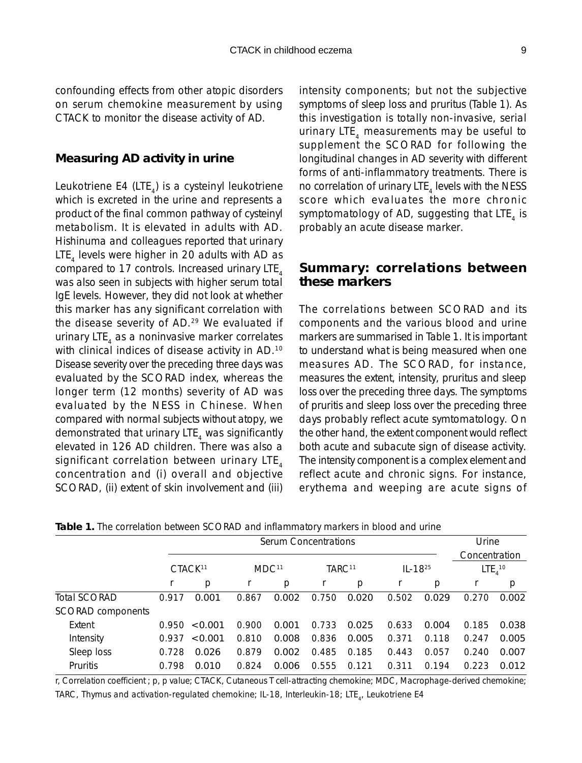confounding effects from other atopic disorders on serum chemokine measurement by using CTACK to monitor the disease activity of AD.

## Measuring AD activity in urine

Leukotriene E4 ($LTE_4$) is a cysteinyl leukotriene which is excreted in the urine and represents a product of the final common pathway of cysteinyl metabolism. It is elevated in adults with AD. Hishinuma and colleagues reported that urinary $LTE_4$ levels were higher in 20 adults with AD as compared to 17 controls. Increased urinary $LTE_4$ was also seen in subjects with higher serum total IgE levels. However, they did not look at whether this marker has any significant correlation with the disease severity of AD.[29] We evaluated if urinary $LTE_4$ as a noninvasive marker correlates with clinical indices of disease activity in AD.[10] Disease severity over the preceding three days was evaluated by the SCORAD index, whereas the longer term (12 months) severity of AD was evaluated by the NESS in Chinese. When compared with normal subjects without atopy, we demonstrated that urinary $LTE_4$ was significantly elevated in 126 AD children. There was also a significant correlation between urinary $LTE_4$ concentration and (i) overall and objective SCORAD, (ii) extent of skin involvement and (iii) intensity components; but not the subjective symptoms of sleep loss and pruritus (Table 1). As this investigation is totally non-invasive, serial urinary $LTE_4$ measurements may be useful to supplement the SCORAD for following the longitudinal changes in AD severity with different forms of anti-inflammatory treatments. There is no correlation of urinary $LTE_4$ levels with the NESS score which evaluates the more chronic symptomatology of AD, suggesting that $LTE_4$ is probably an acute disease marker.

## Summary: correlations between these markers

The correlations between SCORAD and its components and the various blood and urine markers are summarised in Table 1. It is important to understand what is being measured when one measures AD. The SCORAD, for instance, measures the extent, intensity, pruritus and sleep loss over the preceding three days. The symptoms of pruritis and sleep loss over the preceding three days probably reflect acute symtomatology. On the other hand, the extent component would reflect both acute and subacute sign of disease activity. The intensity component is a complex element and reflect acute and chronic signs. For instance, erythema and weeping are acute signs of

**Table 1.** The correlation between SCORAD and inflammatory markers in blood and urine

| | Serum Concentrations | | | | | | | | Urine Concentration | |
|---|---|---|---|---|---|---|---|---|---|---|
| | CTACK[11] | | MDC[11] | | TARC[11] | | IL-18[25] | | $LTE_4$[10] | |
| | r | p | r | p | r | p | r | p | r | p |
| Total SCORAD | 0.917 | 0.001 | 0.867 | 0.002 | 0.750 | 0.020 | 0.502 | 0.029 | 0.270 | 0.002 |
| SCORAD components | | | | | | | | | | |
| Extent | 0.950 | <0.001 | 0.900 | 0.001 | 0.733 | 0.025 | 0.633 | 0.004 | 0.185 | 0.038 |
| Intensity | 0.937 | <0.001 | 0.810 | 0.008 | 0.836 | 0.005 | 0.371 | 0.118 | 0.247 | 0.005 |
| Sleep loss | 0.728 | 0.026 | 0.879 | 0.002 | 0.485 | 0.185 | 0.443 | 0.057 | 0.240 | 0.007 |
| Pruritis | 0.798 | 0.010 | 0.824 | 0.006 | 0.555 | 0.121 | 0.311 | 0.194 | 0.223 | 0.012 |

r, Correlation coefficient; p, p value; CTACK, Cutaneous T cell-attracting chemokine; MDC, Macrophage-derived chemokine; TARC, Thymus and activation-regulated chemokine; IL-18, Interleukin-18; $LTE_4$, Leukotriene E4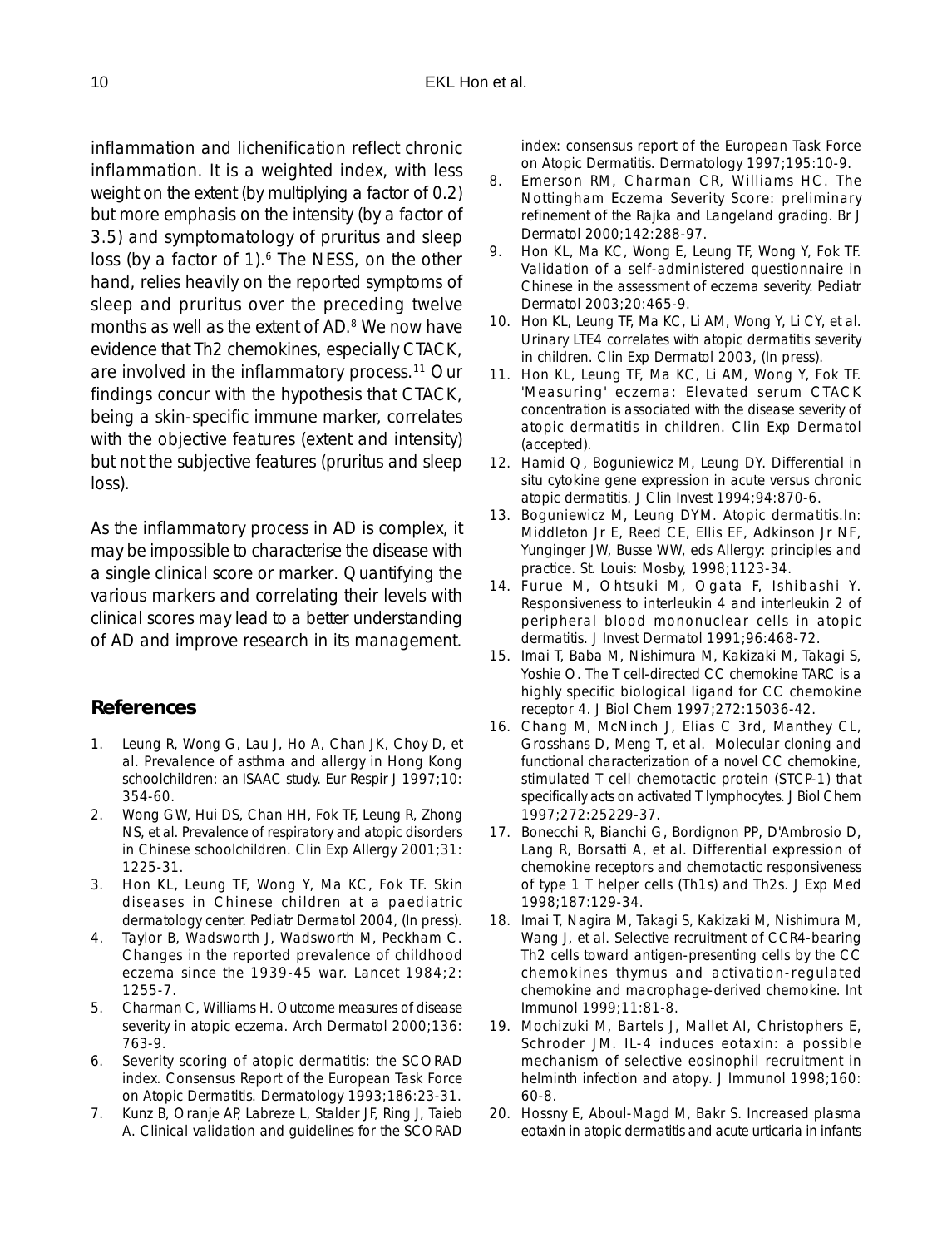inflammation and lichenification reflect chronic inflammation. It is a weighted index, with less weight on the extent (by multiplying a factor of 0.2) but more emphasis on the intensity (by a factor of 3.5) and symptomatology of pruritus and sleep loss (by a factor of 1).[6] The NESS, on the other hand, relies heavily on the reported symptoms of sleep and pruritus over the preceding twelve months as well as the extent of AD.[8] We now have evidence that Th2 chemokines, especially CTACK, are involved in the inflammatory process.[11] Our findings concur with the hypothesis that CTACK, being a skin-specific immune marker, correlates with the objective features (extent and intensity) but not the subjective features (pruritus and sleep loss).

As the inflammatory process in AD is complex, it may be impossible to characterise the disease with a single clinical score or marker. Quantifying the various markers and correlating their levels with clinical scores may lead to a better understanding of AD and improve research in its management.

## References

1. Leung R, Wong G, Lau J, Ho A, Chan JK, Choy D, et al. Prevalence of asthma and allergy in Hong Kong schoolchildren: an ISAAC study. Eur Respir J 1997;10: 354-60.
2. Wong GW, Hui DS, Chan HH, Fok TF, Leung R, Zhong NS, et al. Prevalence of respiratory and atopic disorders in Chinese schoolchildren. Clin Exp Allergy 2001;31: 1225-31.
3. Hon KL, Leung TF, Wong Y, Ma KC, Fok TF. Skin diseases in Chinese children at a paediatric dermatology center. Pediatr Dermatol 2004, (In press).
4. Taylor B, Wadsworth J, Wadsworth M, Peckham C. Changes in the reported prevalence of childhood eczema since the 1939-45 war. Lancet 1984;2: 1255-7.
5. Charman C, Williams H. Outcome measures of disease severity in atopic eczema. Arch Dermatol 2000;136: 763-9.
6. Severity scoring of atopic dermatitis: the SCORAD index. Consensus Report of the European Task Force on Atopic Dermatitis. Dermatology 1993;186:23-31.
7. Kunz B, Oranje AP, Labreze L, Stalder JF, Ring J, Taieb A. Clinical validation and guidelines for the SCORAD index: consensus report of the European Task Force on Atopic Dermatitis. Dermatology 1997;195:10-9.
8. Emerson RM, Charman CR, Williams HC. The Nottingham Eczema Severity Score: preliminary refinement of the Rajka and Langeland grading. Br J Dermatol 2000;142:288-97.
9. Hon KL, Ma KC, Wong E, Leung TF, Wong Y, Fok TF. Validation of a self-administered questionnaire in Chinese in the assessment of eczema severity. Pediatr Dermatol 2003;20:465-9.
10. Hon KL, Leung TF, Ma KC, Li AM, Wong Y, Li CY, et al. Urinary LTE4 correlates with atopic dermatitis severity in children. Clin Exp Dermatol 2003, (In press).
11. Hon KL, Leung TF, Ma KC, Li AM, Wong Y, Fok TF. 'Measuring' eczema: Elevated serum CTACK concentration is associated with the disease severity of atopic dermatitis in children. Clin Exp Dermatol (accepted).
12. Hamid Q, Boguniewicz M, Leung DY. Differential in situ cytokine gene expression in acute versus chronic atopic dermatitis. J Clin Invest 1994;94:870-6.
13. Boguniewicz M, Leung DYM. Atopic dermatitis.In: Middleton Jr E, Reed CE, Ellis EF, Adkinson Jr NF, Yunginger JW, Busse WW, eds Allergy: principles and practice. St. Louis: Mosby, 1998;1123-34.
14. Furue M, Ohtsuki M, Ogata F, Ishibashi Y. Responsiveness to interleukin 4 and interleukin 2 of peripheral blood mononuclear cells in atopic dermatitis. J Invest Dermatol 1991;96:468-72.
15. Imai T, Baba M, Nishimura M, Kakizaki M, Takagi S, Yoshie O. The T cell-directed CC chemokine TARC is a highly specific biological ligand for CC chemokine receptor 4. J Biol Chem 1997;272:15036-42.
16. Chang M, McNinch J, Elias C 3rd, Manthey CL, Grosshans D, Meng T, et al. Molecular cloning and functional characterization of a novel CC chemokine, stimulated T cell chemotactic protein (STCP-1) that specifically acts on activated T lymphocytes. J Biol Chem 1997;272:25229-37.
17. Bonecchi R, Bianchi G, Bordignon PP, D'Ambrosio D, Lang R, Borsatti A, et al. Differential expression of chemokine receptors and chemotactic responsiveness of type 1 T helper cells (Th1s) and Th2s. J Exp Med 1998;187:129-34.
18. Imai T, Nagira M, Takagi S, Kakizaki M, Nishimura M, Wang J, et al. Selective recruitment of CCR4-bearing Th2 cells toward antigen-presenting cells by the CC chemokines thymus and activation-regulated chemokine and macrophage-derived chemokine. Int Immunol 1999;11:81-8.
19. Mochizuki M, Bartels J, Mallet AI, Christophers E, Schroder JM. IL-4 induces eotaxin: a possible mechanism of selective eosinophil recruitment in helminth infection and atopy. J Immunol 1998;160: 60-8.
20. Hossny E, Aboul-Magd M, Bakr S. Increased plasma eotaxin in atopic dermatitis and acute urticaria in infants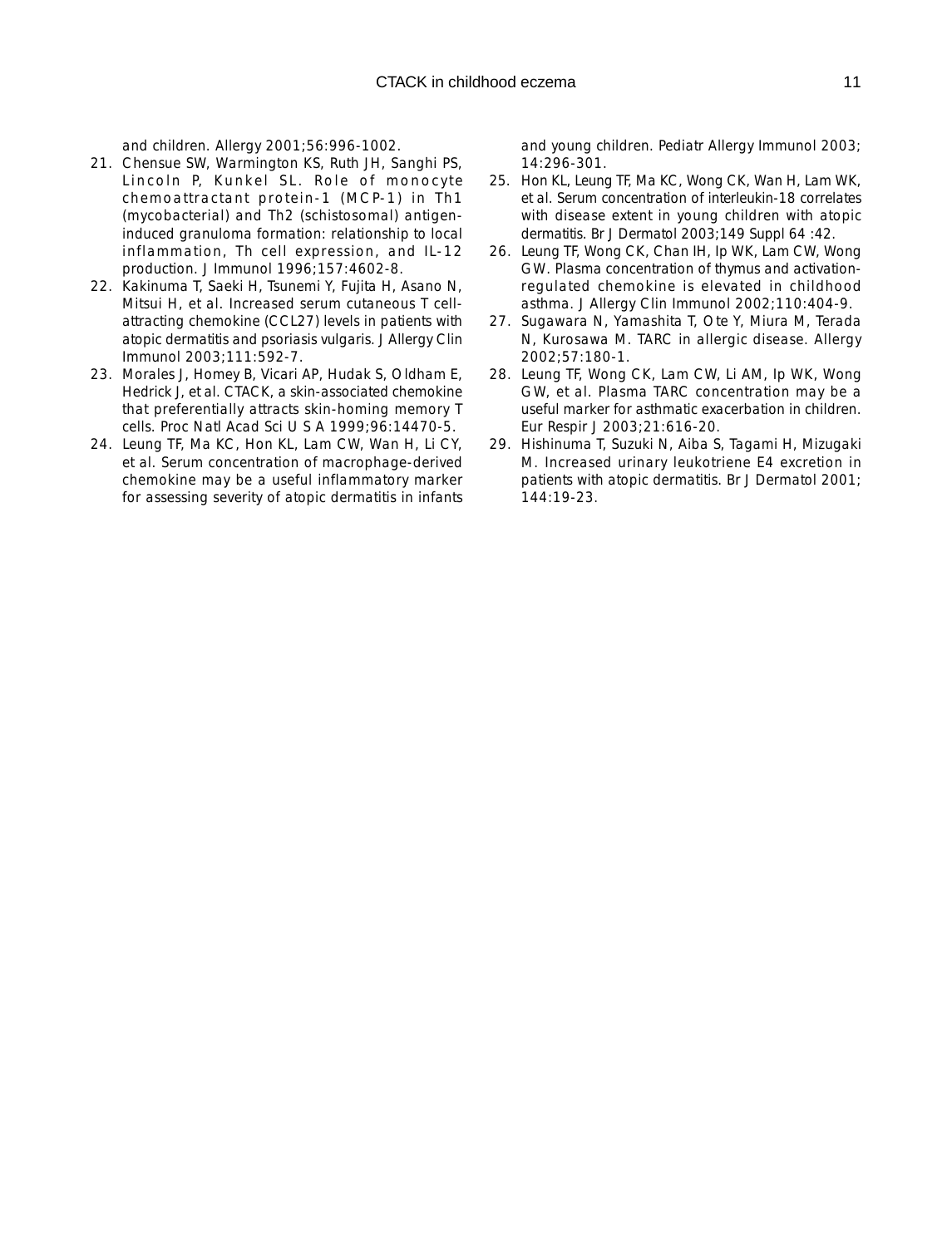and children. Allergy 2001;56:996-1002.

21. Chensue SW, Warmington KS, Ruth JH, Sanghi PS, Lincoln P, Kunkel SL. Role of monocyte chemoattractant protein-1 (MCP-1) in Th1 (mycobacterial) and Th2 (schistosomal) antigen-induced granuloma formation: relationship to local inflammation, Th cell expression, and IL-12 production. J Immunol 1996;157:4602-8.
22. Kakinuma T, Saeki H, Tsunemi Y, Fujita H, Asano N, Mitsui H, et al. Increased serum cutaneous T cell-attracting chemokine (CCL27) levels in patients with atopic dermatitis and psoriasis vulgaris. J Allergy Clin Immunol 2003;111:592-7.
23. Morales J, Homey B, Vicari AP, Hudak S, Oldham E, Hedrick J, et al. CTACK, a skin-associated chemokine that preferentially attracts skin-homing memory T cells. Proc Natl Acad Sci U S A 1999;96:14470-5.
24. Leung TF, Ma KC, Hon KL, Lam CW, Wan H, Li CY, et al. Serum concentration of macrophage-derived chemokine may be a useful inflammatory marker for assessing severity of atopic dermatitis in infants and young children. Pediatr Allergy Immunol 2003; 14:296-301.
25. Hon KL, Leung TF, Ma KC, Wong CK, Wan H, Lam WK, et al. Serum concentration of interleukin-18 correlates with disease extent in young children with atopic dermatitis. Br J Dermatol 2003;149 Suppl 64 :42.
26. Leung TF, Wong CK, Chan IH, Ip WK, Lam CW, Wong GW. Plasma concentration of thymus and activation-regulated chemokine is elevated in childhood asthma. J Allergy Clin Immunol 2002;110:404-9.
27. Sugawara N, Yamashita T, Ote Y, Miura M, Terada N, Kurosawa M. TARC in allergic disease. Allergy 2002;57:180-1.
28. Leung TF, Wong CK, Lam CW, Li AM, Ip WK, Wong GW, et al. Plasma TARC concentration may be a useful marker for asthmatic exacerbation in children. Eur Respir J 2003;21:616-20.
29. Hishinuma T, Suzuki N, Aiba S, Tagami H, Mizugaki M. Increased urinary leukotriene E4 excretion in patients with atopic dermatitis. Br J Dermatol 2001; 144:19-23.